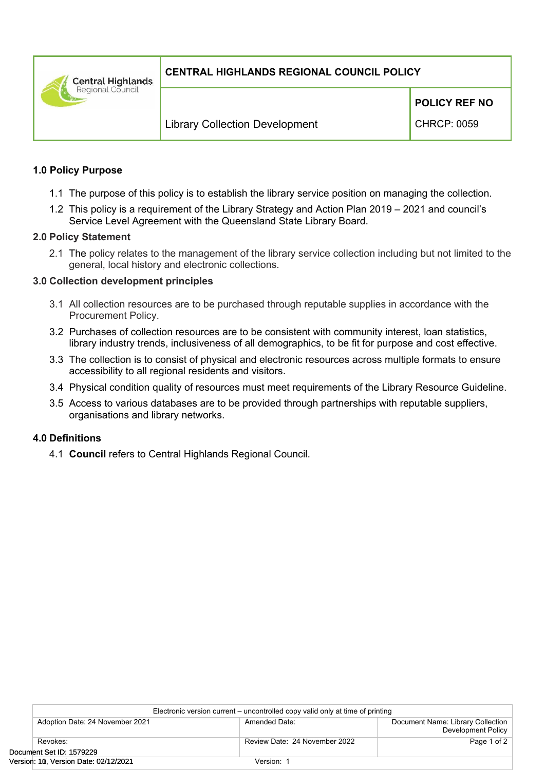| CENTRAL HIGHLANDS REGIONAL COUNCIL POLICY | |
|---|---|
| | **POLICY REF NO** |
| Library Collection Development | CHRCP: 0059 |

## 1.0 Policy Purpose

1.1 The purpose of this policy is to establish the library service position on managing the collection.

1.2 This policy is a requirement of the Library Strategy and Action Plan 2019 – 2021 and council's Service Level Agreement with the Queensland State Library Board.

## 2.0 Policy Statement

2.1 The policy relates to the management of the library service collection including but not limited to the general, local history and electronic collections.

## 3.0 Collection development principles

3.1 All collection resources are to be purchased through reputable supplies in accordance with the Procurement Policy.

3.2 Purchases of collection resources are to be consistent with community interest, loan statistics, library industry trends, inclusiveness of all demographics, to be fit for purpose and cost effective.

3.3 The collection is to consist of physical and electronic resources across multiple formats to ensure accessibility to all regional residents and visitors.

3.4 Physical condition quality of resources must meet requirements of the Library Resource Guideline.

3.5 Access to various databases are to be provided through partnerships with reputable suppliers, organisations and library networks.

## 4.0 Definitions

4.1 **Council** refers to Central Highlands Regional Council.

| Electronic version current – uncontrolled copy valid only at time of printing | | |
|---|---|---|
| Adoption Date: 24 November 2021 | Amended Date: | Document Name: Library Collection Development Policy |
| Revokes: | Review Date: 24 November 2022 | |
| | Version: 1 | |

Document Set ID: 1579229
Version: 1, Version Date: 02/12/2021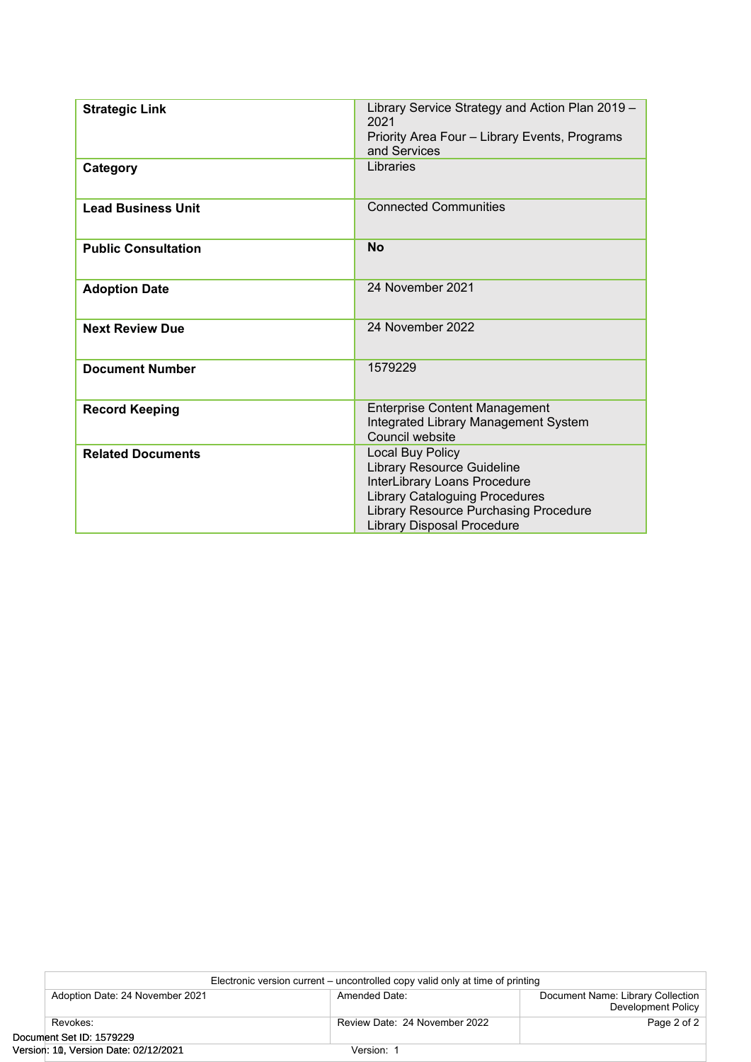| | |
|---|---|
| **Strategic Link** | Library Service Strategy and Action Plan 2019 – 2021<br>Priority Area Four – Library Events, Programs and Services |
| **Category** | Libraries |
| **Lead Business Unit** | Connected Communities |
| **Public Consultation** | **No** |
| **Adoption Date** | 24 November 2021 |
| **Next Review Due** | 24 November 2022 |
| **Document Number** | 1579229 |
| **Record Keeping** | Enterprise Content Management<br>Integrated Library Management System<br>Council website |
| **Related Documents** | Local Buy Policy<br>Library Resource Guideline<br>InterLibrary Loans Procedure<br>Library Cataloguing Procedures<br>Library Resource Purchasing Procedure<br>Library Disposal Procedure |